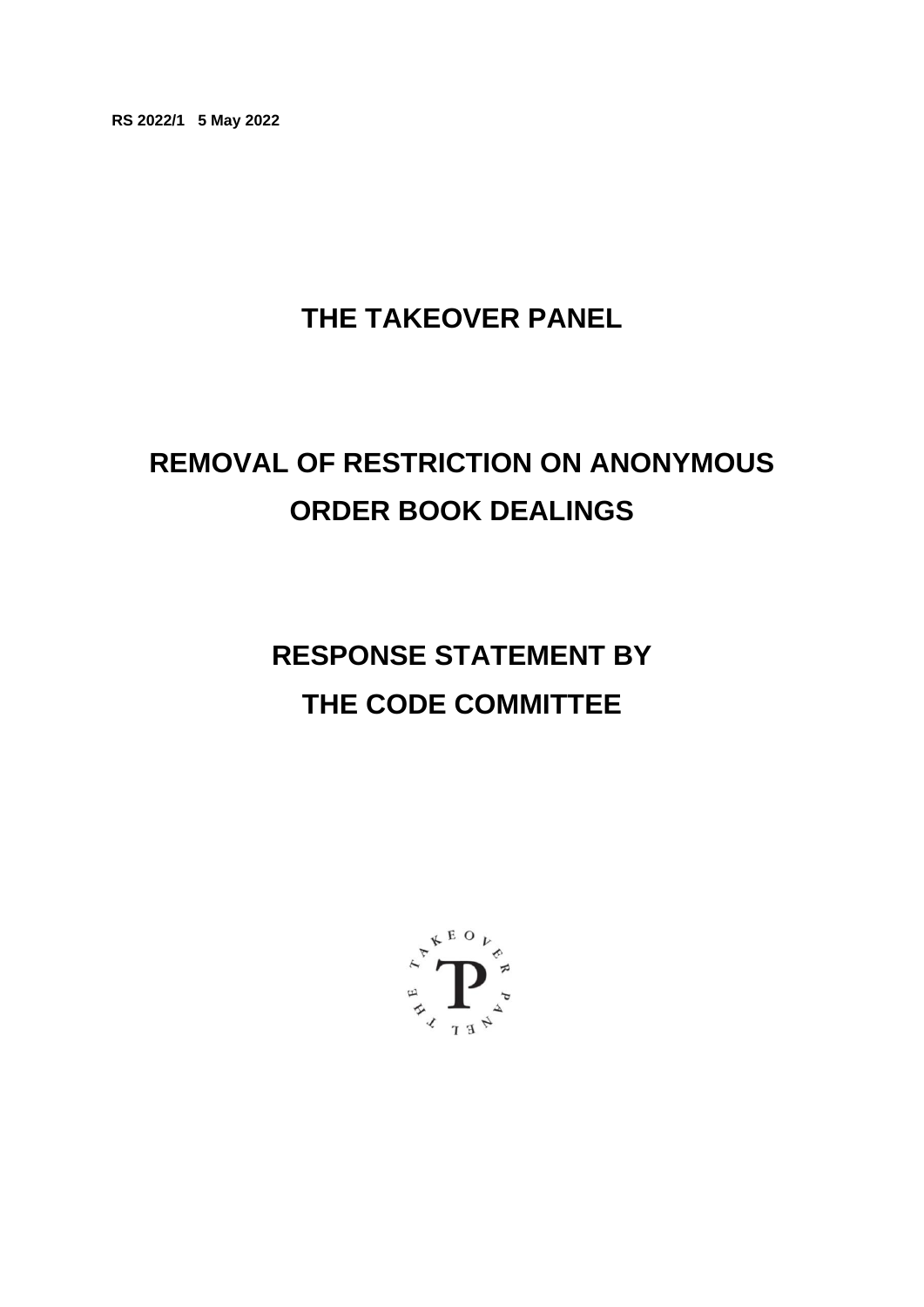**RS 2022/1 5 May 2022**

# THE TAKEOVER PANEL

# REMOVAL OF RESTRICTION ON ANONYMOUS ORDER BOOK DEALINGS

# RESPONSE STATEMENT BY THE CODE COMMITTEE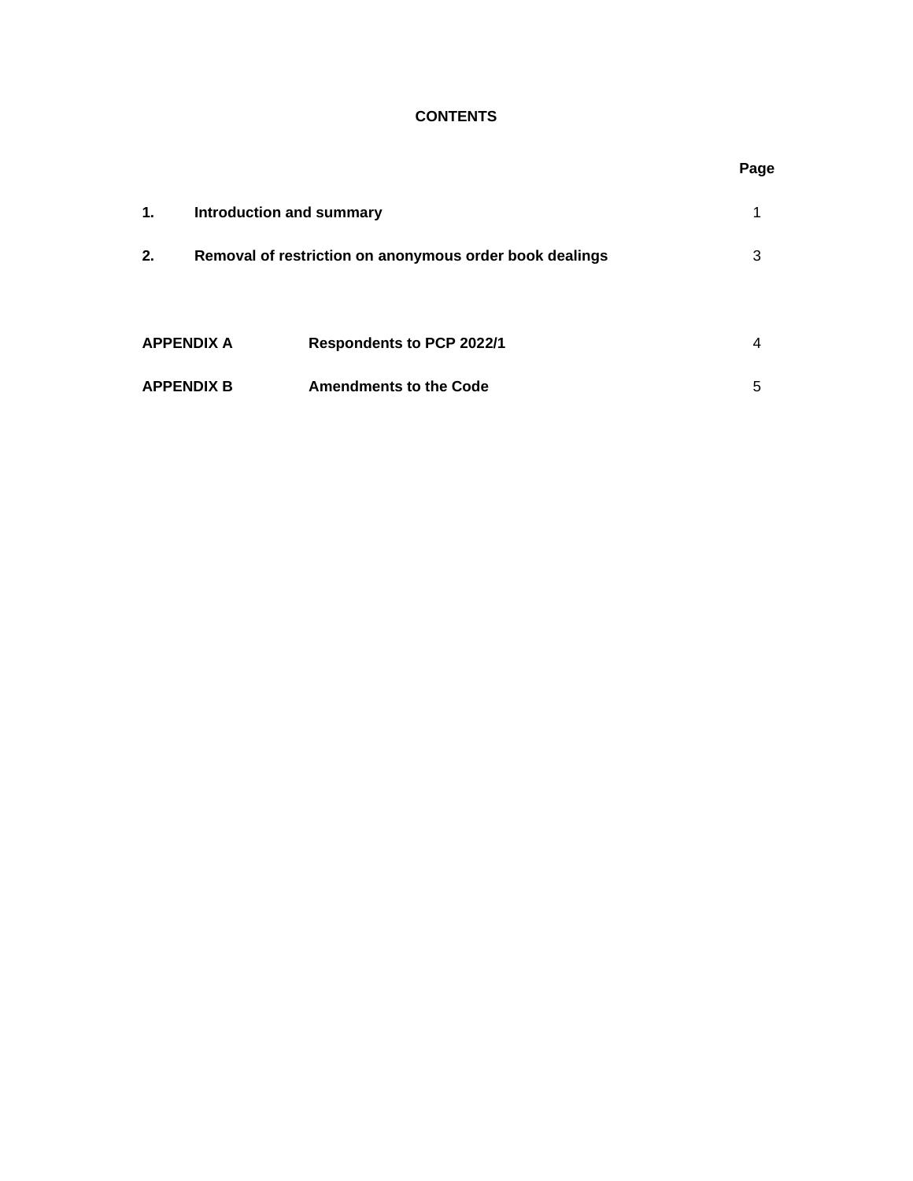**CONTENTS**

| | | Page |
|---|---|---|
| **1.** | **Introduction and summary** | 1 |
| **2.** | **Removal of restriction on anonymous order book dealings** | 3 |
| | | |
| **APPENDIX A** | **Respondents to PCP 2022/1** | 4 |
| **APPENDIX B** | **Amendments to the Code** | 5 |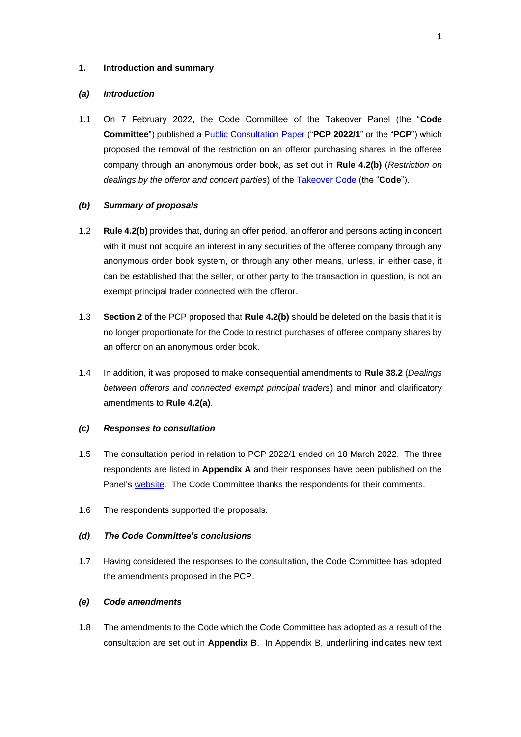## 1. Introduction and summary

### *(a) Introduction*

1.1 On 7 February 2022, the Code Committee of the Takeover Panel (the "**Code Committee**") published a [Public Consultation Paper](#) ("**PCP 2022/1**" or the "**PCP**") which proposed the removal of the restriction on an offeror purchasing shares in the offeree company through an anonymous order book, as set out in **Rule 4.2(b)** (*Restriction on dealings by the offeror and concert parties*) of the [Takeover Code](#) (the "**Code**").

### *(b) Summary of proposals*

1.2 **Rule 4.2(b)** provides that, during an offer period, an offeror and persons acting in concert with it must not acquire an interest in any securities of the offeree company through any anonymous order book system, or through any other means, unless, in either case, it can be established that the seller, or other party to the transaction in question, is not an exempt principal trader connected with the offeror.

1.3 **Section 2** of the PCP proposed that **Rule 4.2(b)** should be deleted on the basis that it is no longer proportionate for the Code to restrict purchases of offeree company shares by an offeror on an anonymous order book.

1.4 In addition, it was proposed to make consequential amendments to **Rule 38.2** (*Dealings between offerors and connected exempt principal traders*) and minor and clarificatory amendments to **Rule 4.2(a)**.

### *(c) Responses to consultation*

1.5 The consultation period in relation to PCP 2022/1 ended on 18 March 2022. The three respondents are listed in **Appendix A** and their responses have been published on the Panel's [website](#). The Code Committee thanks the respondents for their comments.

1.6 The respondents supported the proposals.

### *(d) The Code Committee's conclusions*

1.7 Having considered the responses to the consultation, the Code Committee has adopted the amendments proposed in the PCP.

### *(e) Code amendments*

1.8 The amendments to the Code which the Code Committee has adopted as a result of the consultation are set out in **Appendix B**. In Appendix B, underlining indicates new text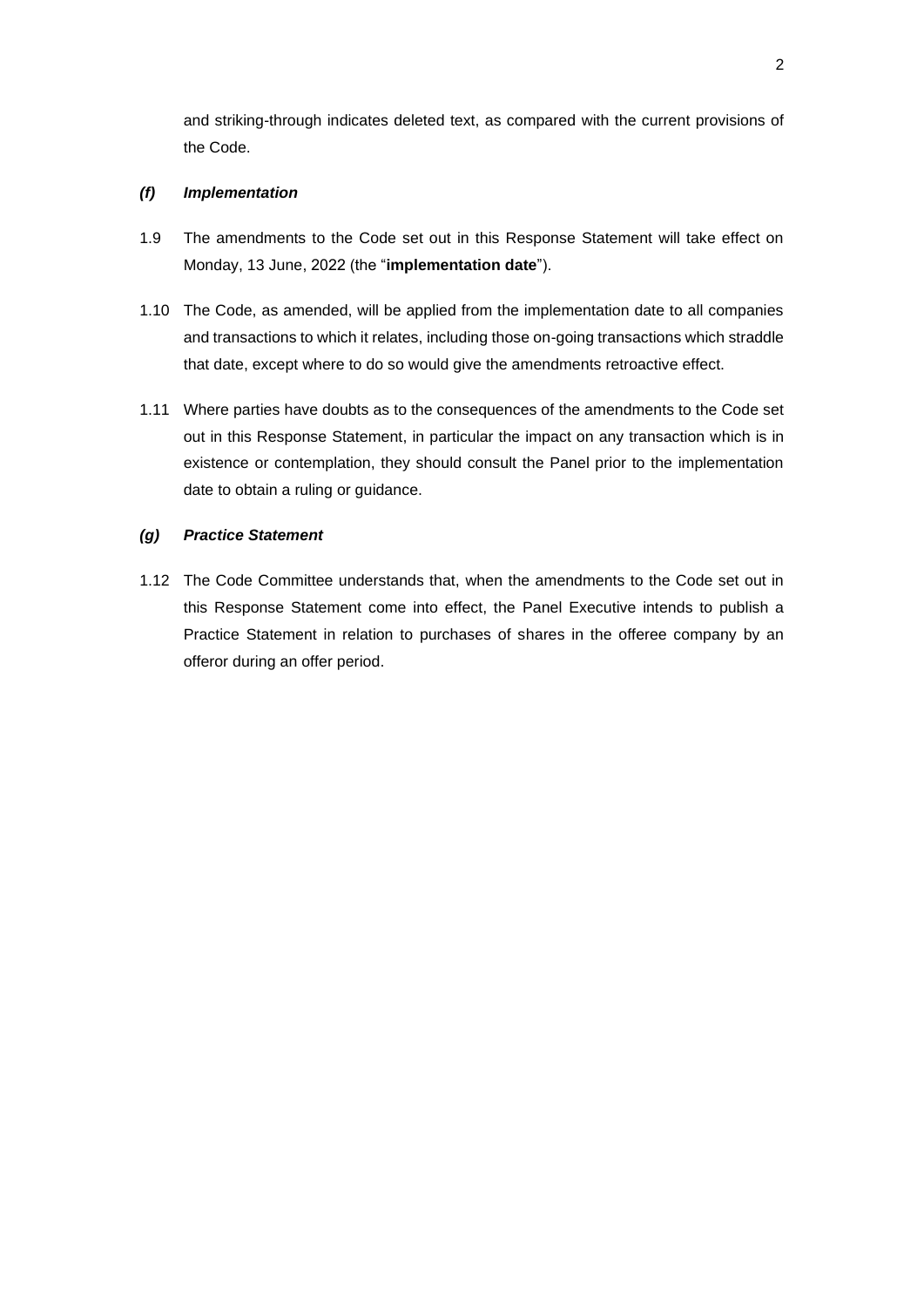and striking-through indicates deleted text, as compared with the current provisions of the Code.

### *(f) Implementation*

1.9 The amendments to the Code set out in this Response Statement will take effect on Monday, 13 June, 2022 (the "**implementation date**").

1.10 The Code, as amended, will be applied from the implementation date to all companies and transactions to which it relates, including those on-going transactions which straddle that date, except where to do so would give the amendments retroactive effect.

1.11 Where parties have doubts as to the consequences of the amendments to the Code set out in this Response Statement, in particular the impact on any transaction which is in existence or contemplation, they should consult the Panel prior to the implementation date to obtain a ruling or guidance.

### *(g) Practice Statement*

1.12 The Code Committee understands that, when the amendments to the Code set out in this Response Statement come into effect, the Panel Executive intends to publish a Practice Statement in relation to purchases of shares in the offeree company by an offeror during an offer period.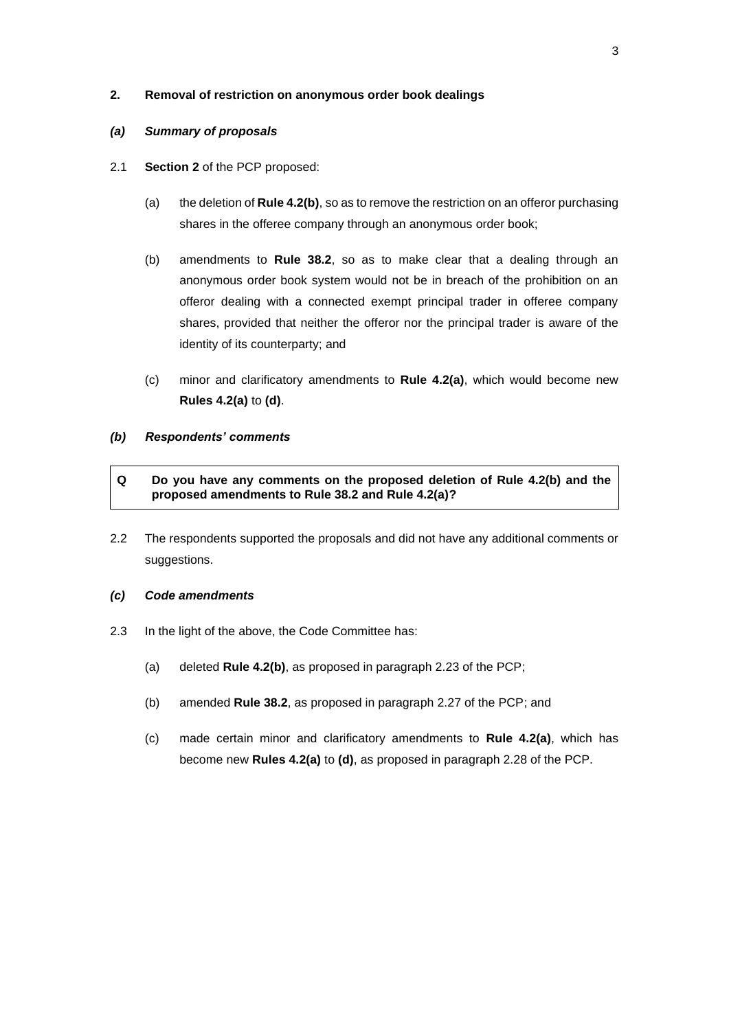## 2. Removal of restriction on anonymous order book dealings

### *(a) Summary of proposals*

2.1 **Section 2** of the PCP proposed:

(a) the deletion of **Rule 4.2(b)**, so as to remove the restriction on an offeror purchasing shares in the offeree company through an anonymous order book;

(b) amendments to **Rule 38.2**, so as to make clear that a dealing through an anonymous order book system would not be in breach of the prohibition on an offeror dealing with a connected exempt principal trader in offeree company shares, provided that neither the offeror nor the principal trader is aware of the identity of its counterparty; and

(c) minor and clarificatory amendments to **Rule 4.2(a)**, which would become new **Rules 4.2(a)** to **(d)**.

### *(b) Respondents' comments*

> **Q Do you have any comments on the proposed deletion of Rule 4.2(b) and the proposed amendments to Rule 38.2 and Rule 4.2(a)?**

2.2 The respondents supported the proposals and did not have any additional comments or suggestions.

### *(c) Code amendments*

2.3 In the light of the above, the Code Committee has:

(a) deleted **Rule 4.2(b)**, as proposed in paragraph 2.23 of the PCP;

(b) amended **Rule 38.2**, as proposed in paragraph 2.27 of the PCP; and

(c) made certain minor and clarificatory amendments to **Rule 4.2(a)**, which has become new **Rules 4.2(a)** to **(d)**, as proposed in paragraph 2.28 of the PCP.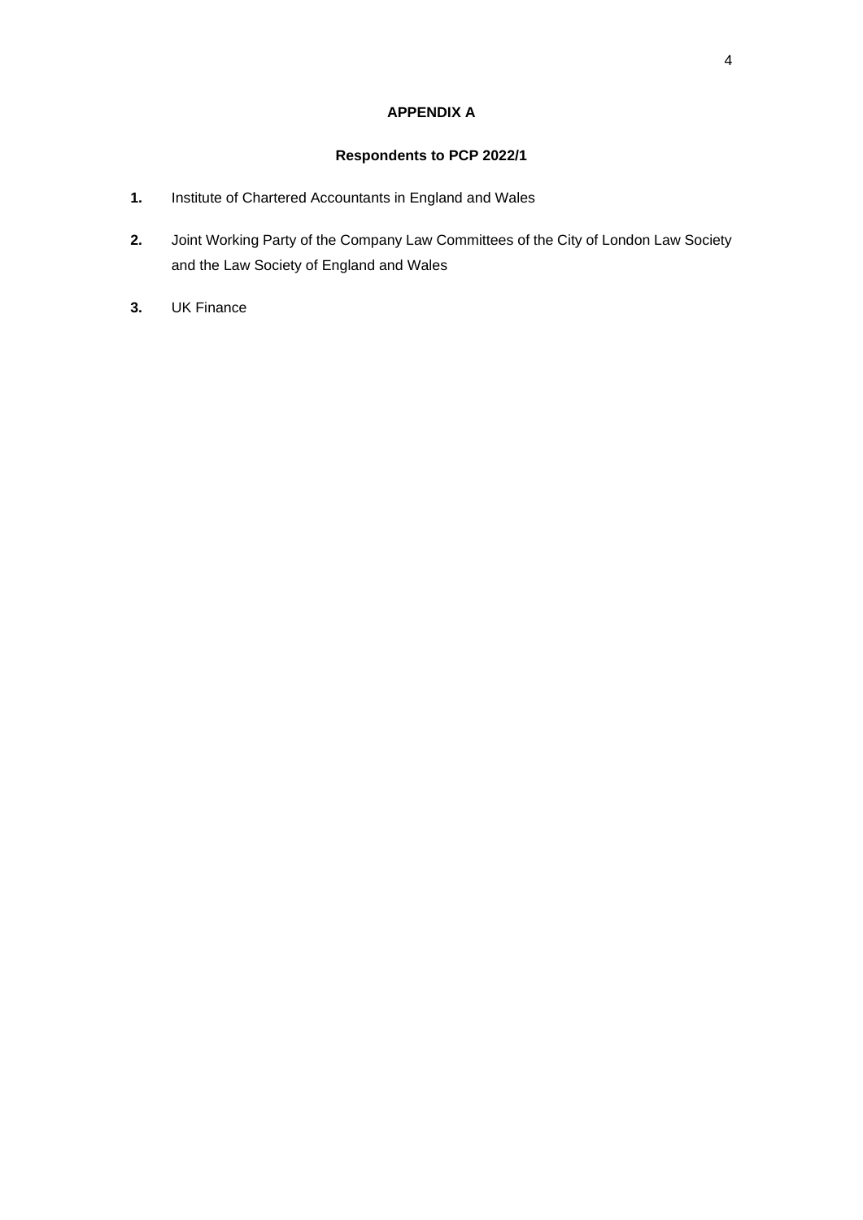## APPENDIX A

### Respondents to PCP 2022/1

1. Institute of Chartered Accountants in England and Wales
2. Joint Working Party of the Company Law Committees of the City of London Law Society and the Law Society of England and Wales
3. UK Finance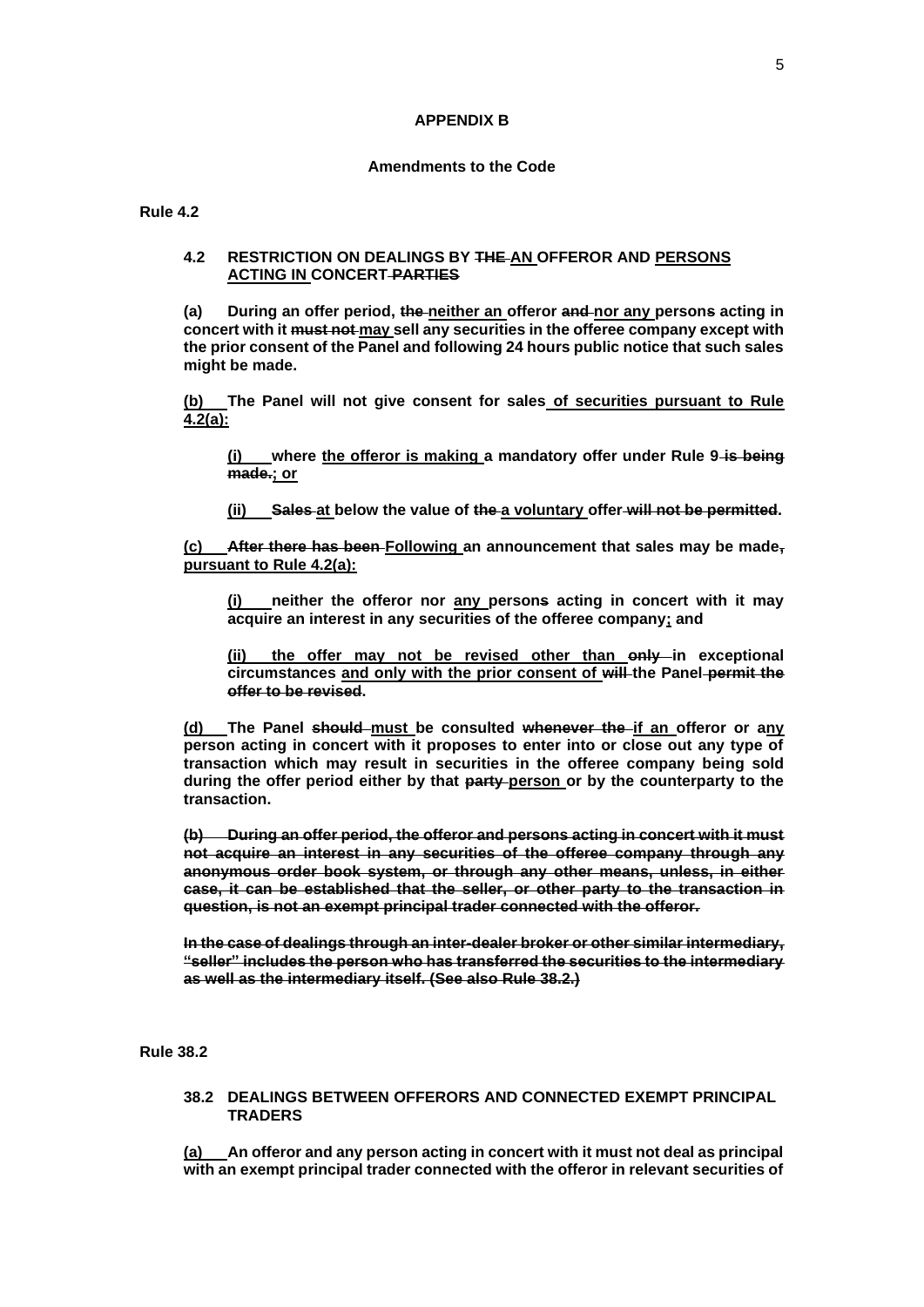**APPENDIX B**

**Amendments to the Code**

**Rule 4.2**

**4.2 RESTRICTION ON DEALINGS BY ~~THE~~ <u>AN</u> OFFEROR AND <u>PERSONS ACTING IN</u> CONCERT ~~PARTIES~~**

**(a) During an offer period, ~~the~~ <u>neither an</u> offeror ~~and~~ <u>nor any</u> person~~s~~ acting in concert with it ~~must not~~ <u>may</u> sell any securities in the offeree company except with the prior consent of the Panel and following 24 hours public notice that such sales might be made.**

**<u>(b)</u> The Panel will not give consent for sales <u>of securities pursuant to Rule 4.2(a):</u>**

**<u>(i)</u> where <u>the offeror is making</u> a mandatory offer under Rule 9 ~~is being made.~~<u>; or</u>**

**<u>(ii)</u> ~~Sales~~ <u>at</u> below the value of ~~the~~ <u>a voluntary</u> offer ~~will not be permitted~~.**

**<u>(c)</u> ~~After there has been~~ <u>Following</u> an announcement that sales may be made~~,~~ <u>pursuant to Rule 4.2(a):</u>**

**<u>(i)</u> neither the offeror nor <u>any</u> person~~s~~ acting in concert with it may acquire an interest in any securities of the offeree company<u>;</u> and**

**<u>(ii)</u> the offer may not be revised other than ~~only~~ in exceptional circumstances <u>and only with the prior consent of</u> ~~will~~ the Panel ~~permit the offer to be revised~~.**

**<u>(d)</u> The Panel ~~should~~ <u>must</u> be consulted ~~whenever the~~ <u>if an</u> offeror or a<u>ny</u> person acting in concert with it proposes to enter into or close out any type of transaction which may result in securities in the offeree company being sold during the offer period either by that ~~party~~ <u>person</u> or by the counterparty to the transaction.**

**~~(b) During an offer period, the offeror and persons acting in concert with it must not acquire an interest in any securities of the offeree company through any anonymous order book system, or through any other means, unless, in either case, it can be established that the seller, or other party to the transaction in question, is not an exempt principal trader connected with the offeror.~~**

**~~In the case of dealings through an inter-dealer broker or other similar intermediary, "seller" includes the person who has transferred the securities to the intermediary as well as the intermediary itself. (See also Rule 38.2.)~~**

**Rule 38.2**

**38.2 DEALINGS BETWEEN OFFERORS AND CONNECTED EXEMPT PRINCIPAL TRADERS**

**<u>(a)</u> An offeror and any person acting in concert with it must not deal as principal with an exempt principal trader connected with the offeror in relevant securities of**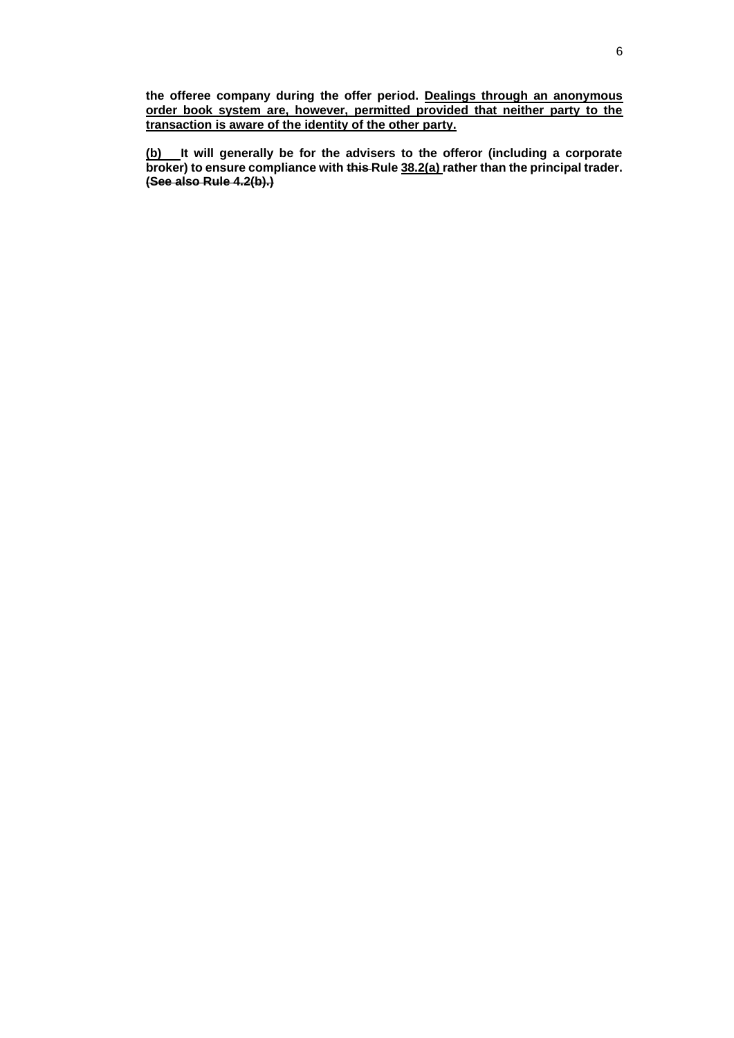**the offeree company during the offer period. Dealings through an anonymous order book system are, however, permitted provided that neither party to the transaction is aware of the identity of the other party.**

**(b) It will generally be for the advisers to the offeror (including a corporate broker) to ensure compliance with ~~this~~ Rule 38.2(a) rather than the principal trader. ~~(See also Rule 4.2(b).)~~**